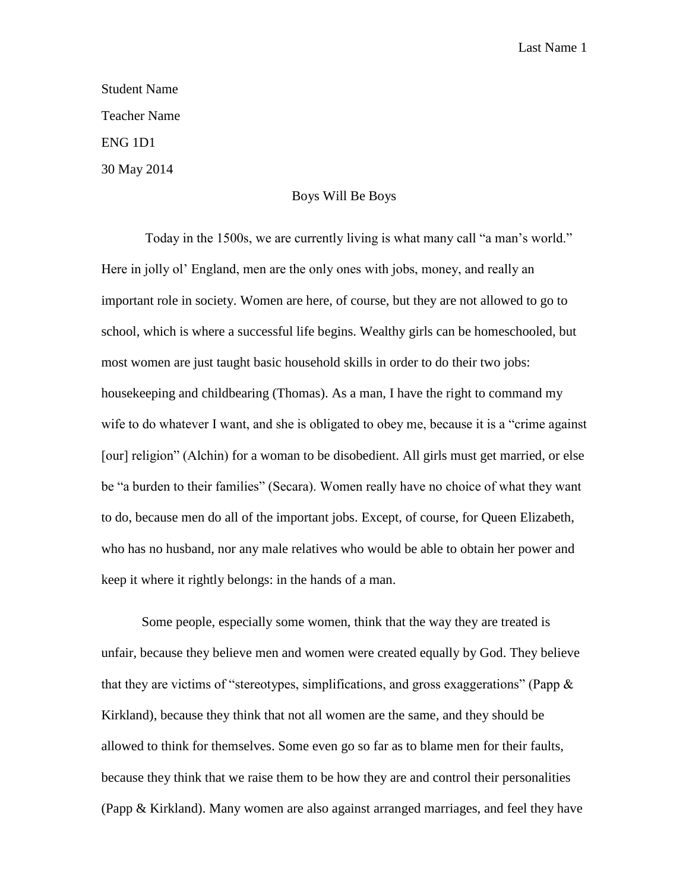Student Name

Teacher Name

ENG 1D1

30 May 2014

# Boys Will Be Boys

Today in the 1500s, we are currently living is what many call "a man's world." Here in jolly ol' England, men are the only ones with jobs, money, and really an important role in society. Women are here, of course, but they are not allowed to go to school, which is where a successful life begins. Wealthy girls can be homeschooled, but most women are just taught basic household skills in order to do their two jobs: housekeeping and childbearing (Thomas). As a man, I have the right to command my wife to do whatever I want, and she is obligated to obey me, because it is a "crime against [our] religion" (Alchin) for a woman to be disobedient. All girls must get married, or else be "a burden to their families" (Secara). Women really have no choice of what they want to do, because men do all of the important jobs. Except, of course, for Queen Elizabeth, who has no husband, nor any male relatives who would be able to obtain her power and keep it where it rightly belongs: in the hands of a man.

Some people, especially some women, think that the way they are treated is unfair, because they believe men and women were created equally by God. They believe that they are victims of "stereotypes, simplifications, and gross exaggerations" (Papp & Kirkland), because they think that not all women are the same, and they should be allowed to think for themselves. Some even go so far as to blame men for their faults, because they think that we raise them to be how they are and control their personalities (Papp & Kirkland). Many women are also against arranged marriages, and feel they have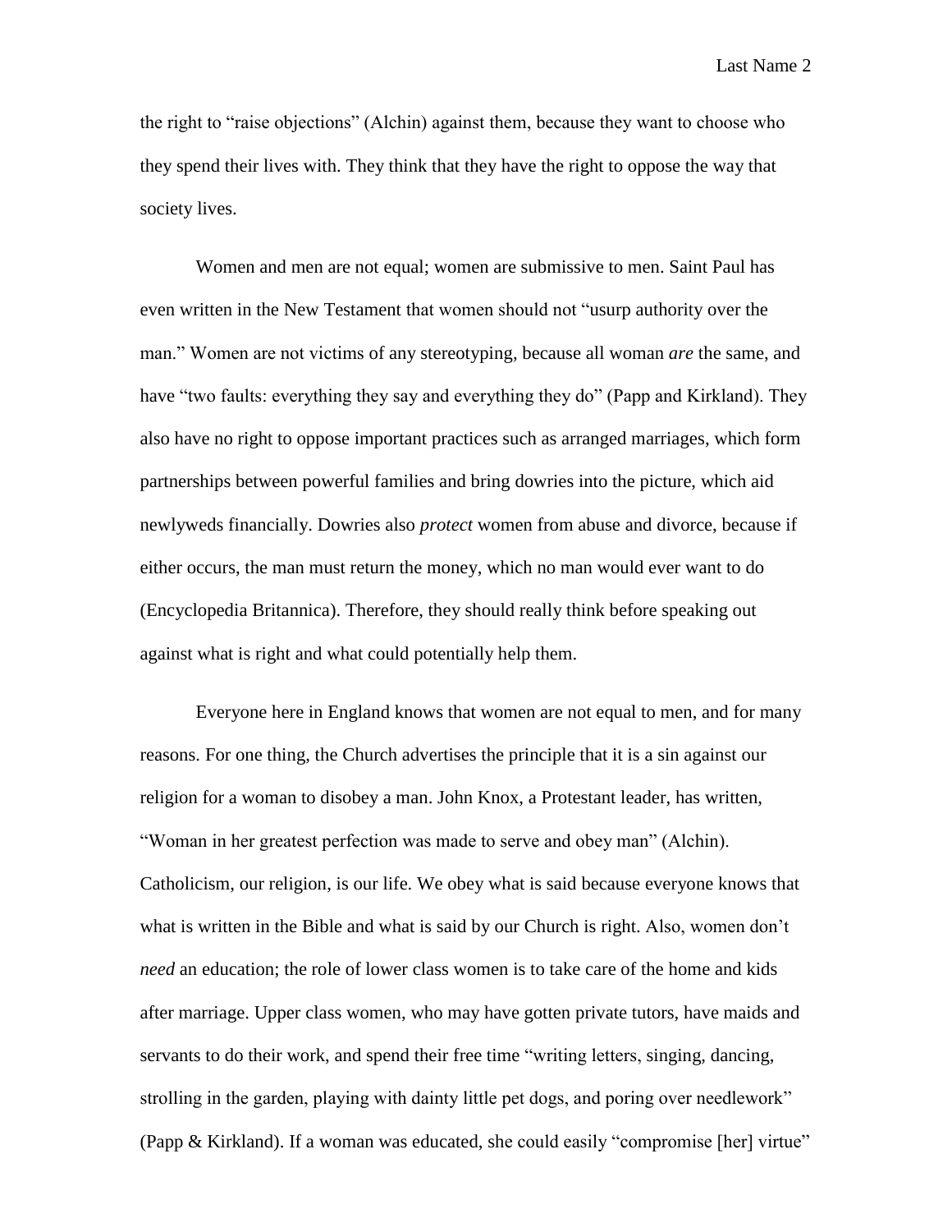the right to "raise objections" (Alchin) against them, because they want to choose who they spend their lives with. They think that they have the right to oppose the way that society lives.

Women and men are not equal; women are submissive to men. Saint Paul has even written in the New Testament that women should not "usurp authority over the man." Women are not victims of any stereotyping, because all woman *are* the same, and have "two faults: everything they say and everything they do" (Papp and Kirkland). They also have no right to oppose important practices such as arranged marriages, which form partnerships between powerful families and bring dowries into the picture, which aid newlyweds financially. Dowries also *protect* women from abuse and divorce, because if either occurs, the man must return the money, which no man would ever want to do (Encyclopedia Britannica). Therefore, they should really think before speaking out against what is right and what could potentially help them.

Everyone here in England knows that women are not equal to men, and for many reasons. For one thing, the Church advertises the principle that it is a sin against our religion for a woman to disobey a man. John Knox, a Protestant leader, has written, "Woman in her greatest perfection was made to serve and obey man" (Alchin). Catholicism, our religion, is our life. We obey what is said because everyone knows that what is written in the Bible and what is said by our Church is right. Also, women don't *need* an education; the role of lower class women is to take care of the home and kids after marriage. Upper class women, who may have gotten private tutors, have maids and servants to do their work, and spend their free time "writing letters, singing, dancing, strolling in the garden, playing with dainty little pet dogs, and poring over needlework" (Papp & Kirkland). If a woman was educated, she could easily "compromise [her] virtue"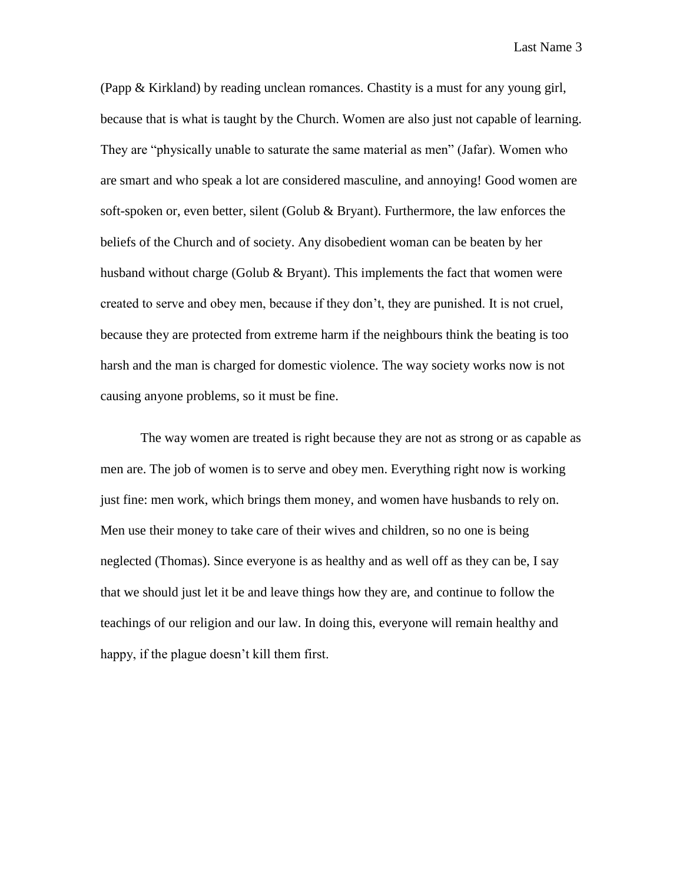(Papp & Kirkland) by reading unclean romances. Chastity is a must for any young girl, because that is what is taught by the Church. Women are also just not capable of learning. They are "physically unable to saturate the same material as men" (Jafar). Women who are smart and who speak a lot are considered masculine, and annoying! Good women are soft-spoken or, even better, silent (Golub & Bryant). Furthermore, the law enforces the beliefs of the Church and of society. Any disobedient woman can be beaten by her husband without charge (Golub & Bryant). This implements the fact that women were created to serve and obey men, because if they don't, they are punished. It is not cruel, because they are protected from extreme harm if the neighbours think the beating is too harsh and the man is charged for domestic violence. The way society works now is not causing anyone problems, so it must be fine.

The way women are treated is right because they are not as strong or as capable as men are. The job of women is to serve and obey men. Everything right now is working just fine: men work, which brings them money, and women have husbands to rely on. Men use their money to take care of their wives and children, so no one is being neglected (Thomas). Since everyone is as healthy and as well off as they can be, I say that we should just let it be and leave things how they are, and continue to follow the teachings of our religion and our law. In doing this, everyone will remain healthy and happy, if the plague doesn't kill them first.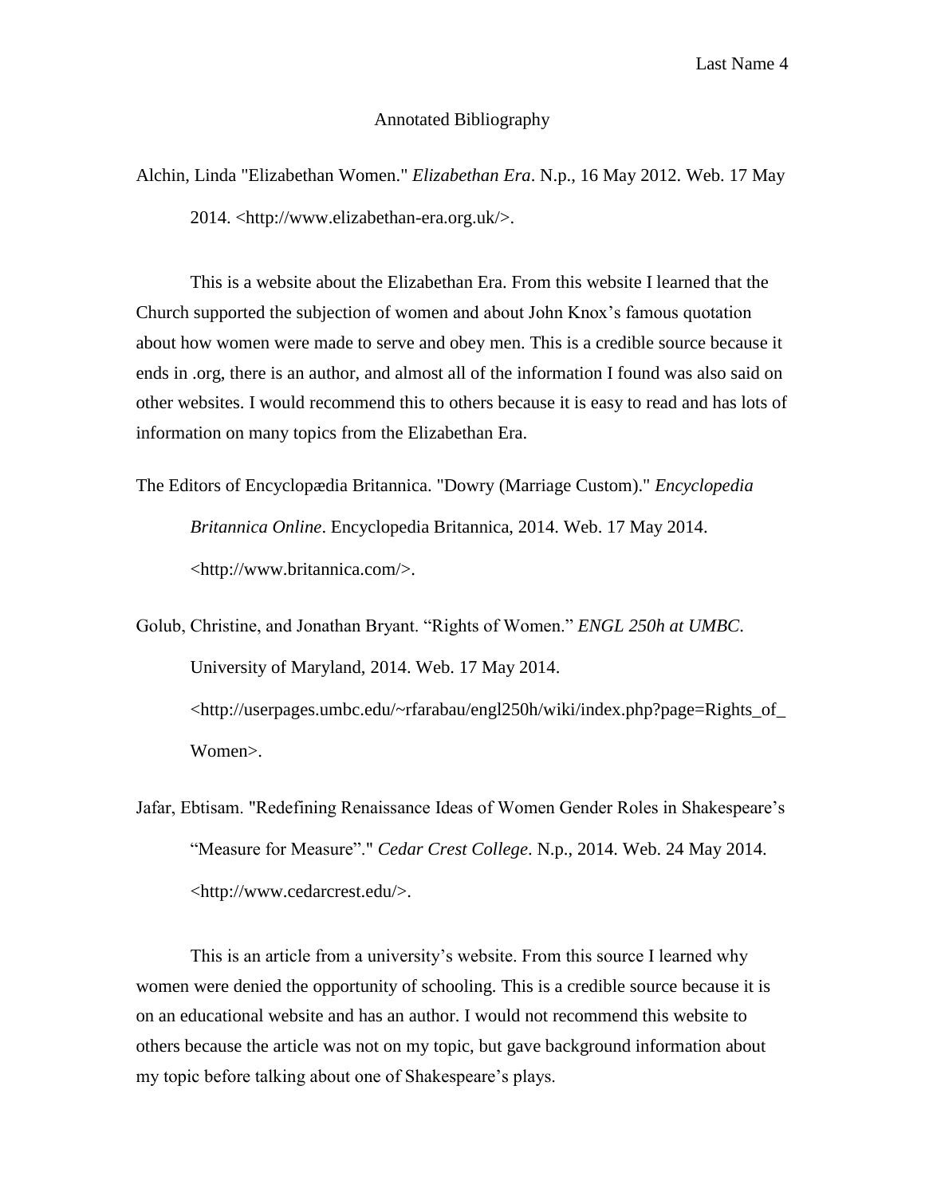# Annotated Bibliography

Alchin, Linda "Elizabethan Women." *Elizabethan Era*. N.p., 16 May 2012. Web. 17 May 2014. <http://www.elizabethan-era.org.uk/>.

This is a website about the Elizabethan Era. From this website I learned that the Church supported the subjection of women and about John Knox's famous quotation about how women were made to serve and obey men. This is a credible source because it ends in .org, there is an author, and almost all of the information I found was also said on other websites. I would recommend this to others because it is easy to read and has lots of information on many topics from the Elizabethan Era.

The Editors of Encyclopædia Britannica. "Dowry (Marriage Custom)." *Encyclopedia Britannica Online*. Encyclopedia Britannica, 2014. Web. 17 May 2014. <http://www.britannica.com/>.

Golub, Christine, and Jonathan Bryant. "Rights of Women." *ENGL 250h at UMBC*. University of Maryland, 2014. Web. 17 May 2014. <http://userpages.umbc.edu/~rfarabau/engl250h/wiki/index.php?page=Rights_of_Women>.

Jafar, Ebtisam. "Redefining Renaissance Ideas of Women Gender Roles in Shakespeare's "Measure for Measure"." *Cedar Crest College*. N.p., 2014. Web. 24 May 2014. <http://www.cedarcrest.edu/>.

This is an article from a university's website. From this source I learned why women were denied the opportunity of schooling. This is a credible source because it is on an educational website and has an author. I would not recommend this website to others because the article was not on my topic, but gave background information about my topic before talking about one of Shakespeare's plays.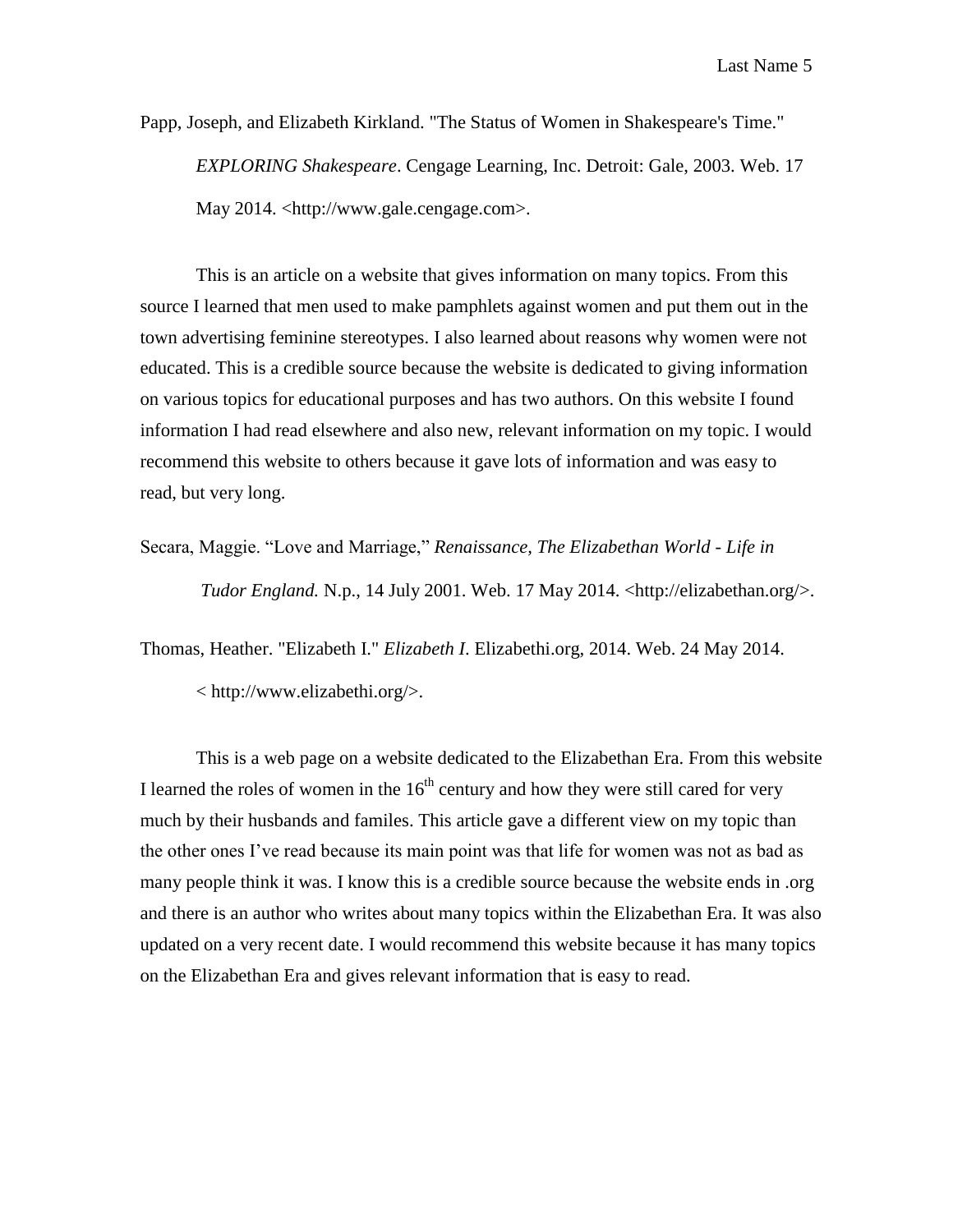Papp, Joseph, and Elizabeth Kirkland. "The Status of Women in Shakespeare's Time." *EXPLORING Shakespeare*. Cengage Learning, Inc. Detroit: Gale, 2003. Web. 17 May 2014. <http://www.gale.cengage.com>.

This is an article on a website that gives information on many topics. From this source I learned that men used to make pamphlets against women and put them out in the town advertising feminine stereotypes. I also learned about reasons why women were not educated. This is a credible source because the website is dedicated to giving information on various topics for educational purposes and has two authors. On this website I found information I had read elsewhere and also new, relevant information on my topic. I would recommend this website to others because it gave lots of information and was easy to read, but very long.

Secara, Maggie. "Love and Marriage," *Renaissance, The Elizabethan World - Life in Tudor England.* N.p., 14 July 2001. Web. 17 May 2014. <http://elizabethan.org/>.

Thomas, Heather. "Elizabeth I." *Elizabeth I*. Elizabethi.org, 2014. Web. 24 May 2014. < http://www.elizabethi.org/>.

This is a web page on a website dedicated to the Elizabethan Era. From this website I learned the roles of women in the 16th century and how they were still cared for very much by their husbands and familes. This article gave a different view on my topic than the other ones I've read because its main point was that life for women was not as bad as many people think it was. I know this is a credible source because the website ends in .org and there is an author who writes about many topics within the Elizabethan Era. It was also updated on a very recent date. I would recommend this website because it has many topics on the Elizabethan Era and gives relevant information that is easy to read.